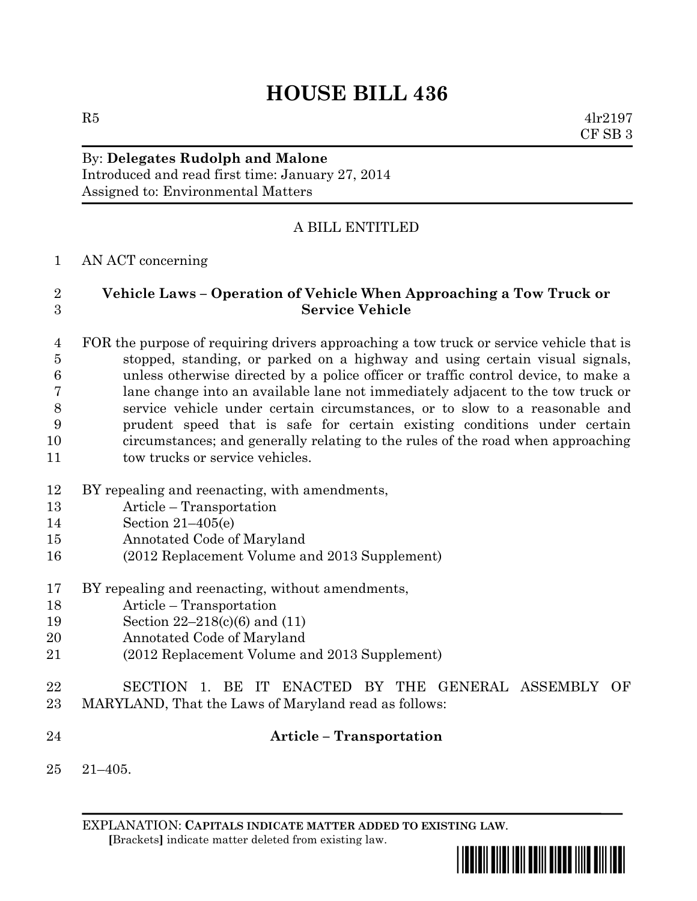# HOUSE BILL 436

R5 4lr2197
CF SB 3

By: **Delegates Rudolph and Malone**
Introduced and read first time: January 27, 2014
Assigned to: Environmental Matters

A BILL ENTITLED

1 AN ACT concerning

2 **Vehicle Laws – Operation of Vehicle When Approaching a Tow Truck or**
3 **Service Vehicle**

4 FOR the purpose of requiring drivers approaching a tow truck or service vehicle that is
5 stopped, standing, or parked on a highway and using certain visual signals,
6 unless otherwise directed by a police officer or traffic control device, to make a
7 lane change into an available lane not immediately adjacent to the tow truck or
8 service vehicle under certain circumstances, or to slow to a reasonable and
9 prudent speed that is safe for certain existing conditions under certain
10 circumstances; and generally relating to the rules of the road when approaching
11 tow trucks or service vehicles.

12 BY repealing and reenacting, with amendments,
13 Article – Transportation
14 Section 21–405(e)
15 Annotated Code of Maryland
16 (2012 Replacement Volume and 2013 Supplement)

17 BY repealing and reenacting, without amendments,
18 Article – Transportation
19 Section 22–218(c)(6) and (11)
20 Annotated Code of Maryland
21 (2012 Replacement Volume and 2013 Supplement)

22 SECTION 1. BE IT ENACTED BY THE GENERAL ASSEMBLY OF
23 MARYLAND, That the Laws of Maryland read as follows:

24 **Article – Transportation**

25 21–405.

EXPLANATION: **CAPITALS INDICATE MATTER ADDED TO EXISTING LAW.**
**[**Brackets**]** indicate matter deleted from existing law.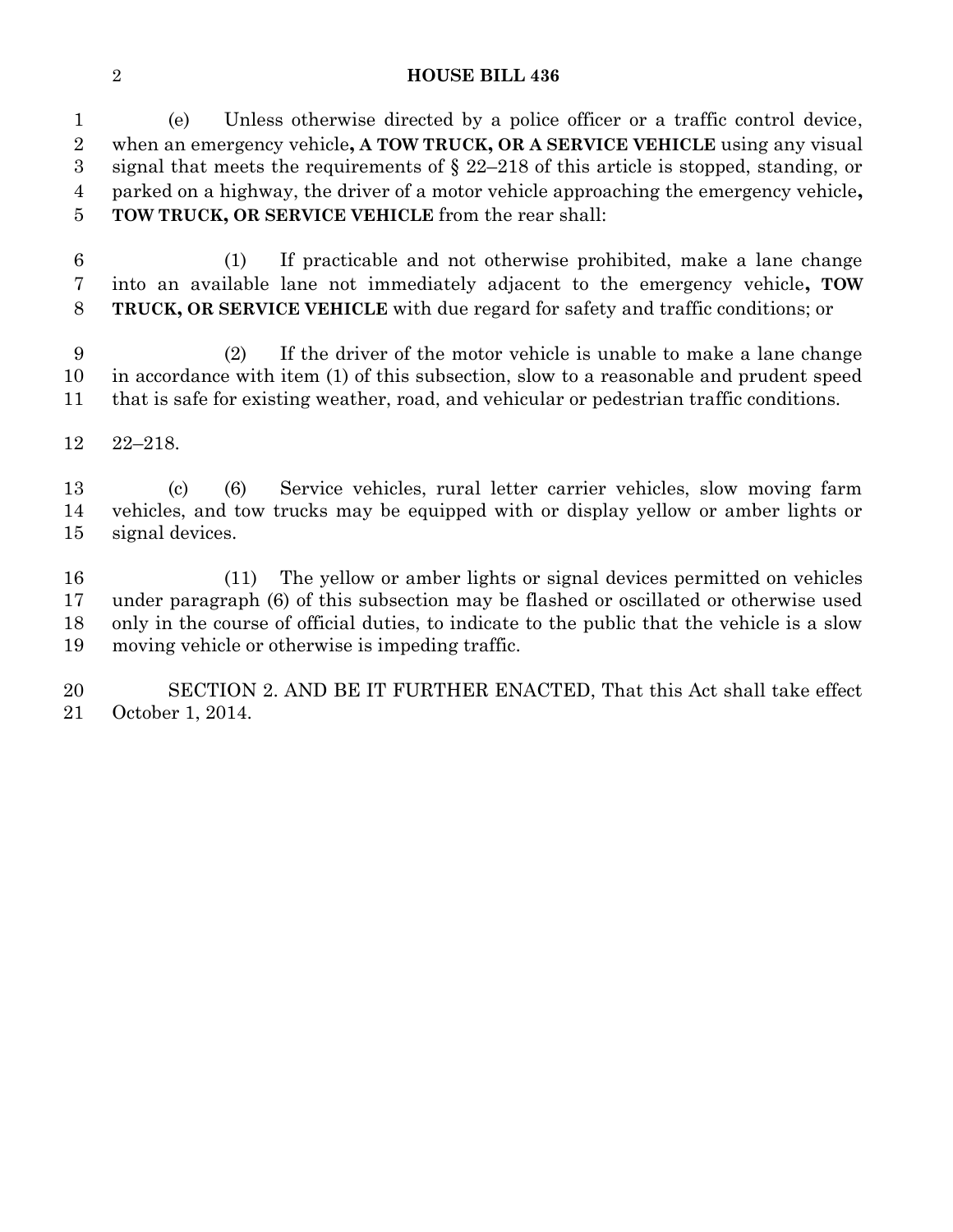(e) Unless otherwise directed by a police officer or a traffic control device, when an emergency vehicle**, A TOW TRUCK, OR A SERVICE VEHICLE** using any visual signal that meets the requirements of § 22–218 of this article is stopped, standing, or parked on a highway, the driver of a motor vehicle approaching the emergency vehicle**, TOW TRUCK, OR SERVICE VEHICLE** from the rear shall:

(1) If practicable and not otherwise prohibited, make a lane change into an available lane not immediately adjacent to the emergency vehicle**, TOW TRUCK, OR SERVICE VEHICLE** with due regard for safety and traffic conditions; or

(2) If the driver of the motor vehicle is unable to make a lane change in accordance with item (1) of this subsection, slow to a reasonable and prudent speed that is safe for existing weather, road, and vehicular or pedestrian traffic conditions.

22–218.

(c) (6) Service vehicles, rural letter carrier vehicles, slow moving farm vehicles, and tow trucks may be equipped with or display yellow or amber lights or signal devices.

(11) The yellow or amber lights or signal devices permitted on vehicles under paragraph (6) of this subsection may be flashed or oscillated or otherwise used only in the course of official duties, to indicate to the public that the vehicle is a slow moving vehicle or otherwise is impeding traffic.

SECTION 2. AND BE IT FURTHER ENACTED, That this Act shall take effect October 1, 2014.